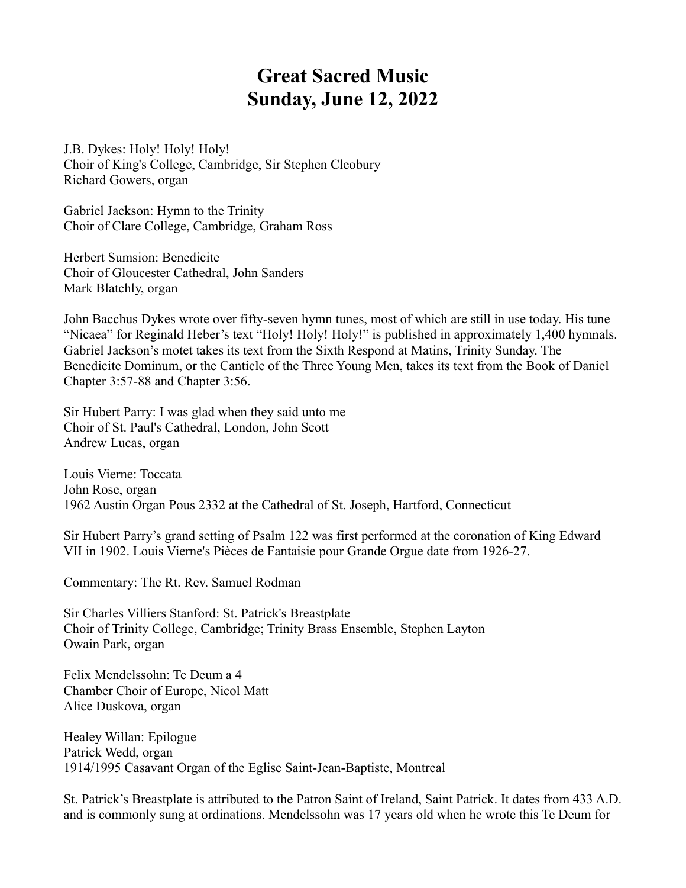# Great Sacred Music
# Sunday, June 12, 2022

J.B. Dykes: Holy! Holy! Holy!
Choir of King's College, Cambridge, Sir Stephen Cleobury
Richard Gowers, organ

Gabriel Jackson: Hymn to the Trinity
Choir of Clare College, Cambridge, Graham Ross

Herbert Sumsion: Benedicite
Choir of Gloucester Cathedral, John Sanders
Mark Blatchly, organ

John Bacchus Dykes wrote over fifty-seven hymn tunes, most of which are still in use today. His tune "Nicaea" for Reginald Heber's text "Holy! Holy! Holy!" is published in approximately 1,400 hymnals. Gabriel Jackson's motet takes its text from the Sixth Respond at Matins, Trinity Sunday. The Benedicite Dominum, or the Canticle of the Three Young Men, takes its text from the Book of Daniel Chapter 3:57-88 and Chapter 3:56.

Sir Hubert Parry: I was glad when they said unto me
Choir of St. Paul's Cathedral, London, John Scott
Andrew Lucas, organ

Louis Vierne: Toccata
John Rose, organ
1962 Austin Organ Pous 2332 at the Cathedral of St. Joseph, Hartford, Connecticut

Sir Hubert Parry's grand setting of Psalm 122 was first performed at the coronation of King Edward VII in 1902. Louis Vierne's Pièces de Fantaisie pour Grande Orgue date from 1926-27.

Commentary: The Rt. Rev. Samuel Rodman

Sir Charles Villiers Stanford: St. Patrick's Breastplate
Choir of Trinity College, Cambridge; Trinity Brass Ensemble, Stephen Layton
Owain Park, organ

Felix Mendelssohn: Te Deum a 4
Chamber Choir of Europe, Nicol Matt
Alice Duskova, organ

Healey Willan: Epilogue
Patrick Wedd, organ
1914/1995 Casavant Organ of the Eglise Saint-Jean-Baptiste, Montreal

St. Patrick's Breastplate is attributed to the Patron Saint of Ireland, Saint Patrick. It dates from 433 A.D. and is commonly sung at ordinations. Mendelssohn was 17 years old when he wrote this Te Deum for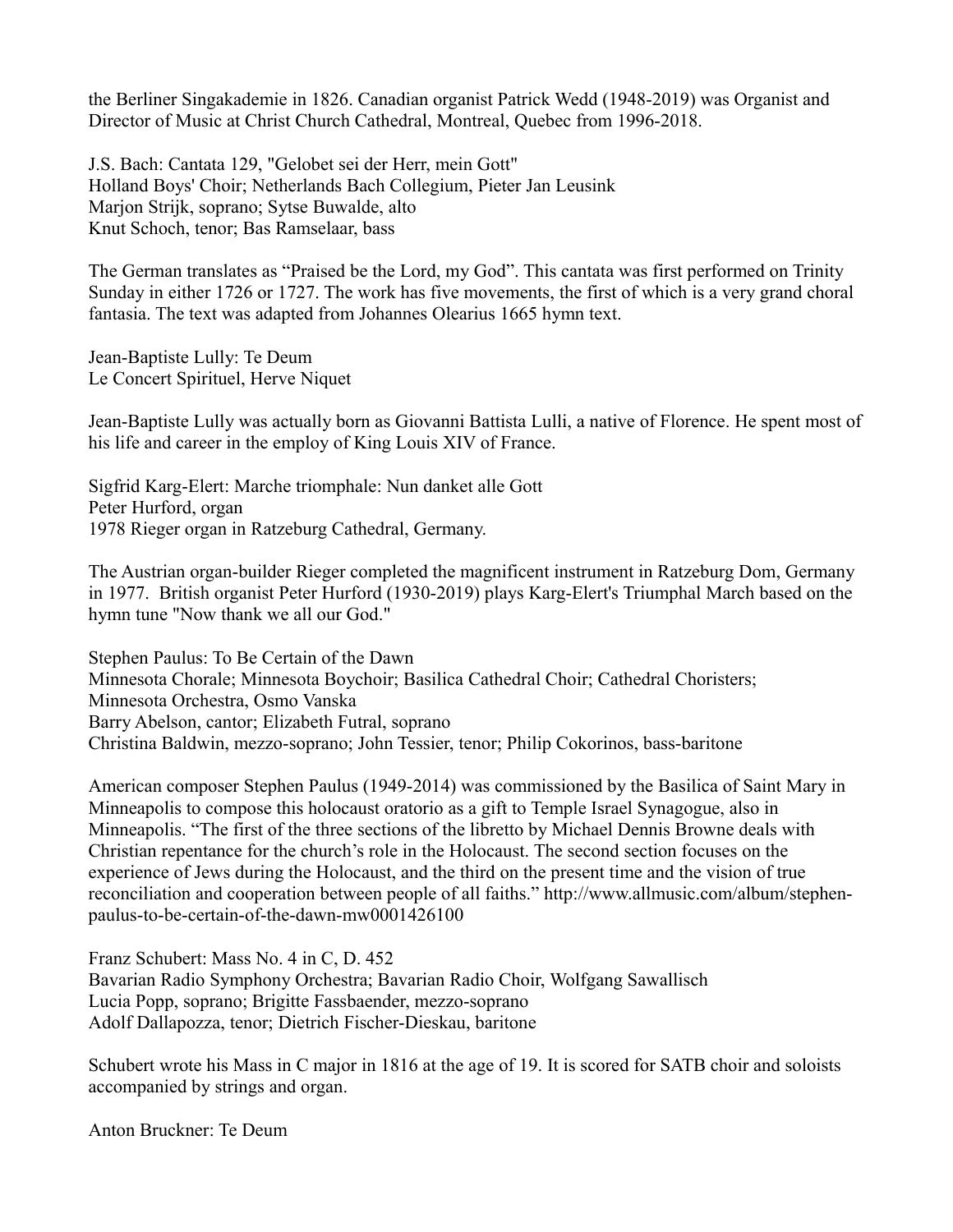the Berliner Singakademie in 1826. Canadian organist Patrick Wedd (1948-2019) was Organist and Director of Music at Christ Church Cathedral, Montreal, Quebec from 1996-2018.

J.S. Bach: Cantata 129, "Gelobet sei der Herr, mein Gott"
Holland Boys' Choir; Netherlands Bach Collegium, Pieter Jan Leusink
Marjon Strijk, soprano; Sytse Buwalde, alto
Knut Schoch, tenor; Bas Ramselaar, bass

The German translates as "Praised be the Lord, my God". This cantata was first performed on Trinity Sunday in either 1726 or 1727. The work has five movements, the first of which is a very grand choral fantasia. The text was adapted from Johannes Olearius 1665 hymn text.

Jean-Baptiste Lully: Te Deum
Le Concert Spirituel, Herve Niquet

Jean-Baptiste Lully was actually born as Giovanni Battista Lulli, a native of Florence. He spent most of his life and career in the employ of King Louis XIV of France.

Sigfrid Karg-Elert: Marche triomphale: Nun danket alle Gott
Peter Hurford, organ
1978 Rieger organ in Ratzeburg Cathedral, Germany.

The Austrian organ-builder Rieger completed the magnificent instrument in Ratzeburg Dom, Germany in 1977. British organist Peter Hurford (1930-2019) plays Karg-Elert's Triumphal March based on the hymn tune "Now thank we all our God."

Stephen Paulus: To Be Certain of the Dawn
Minnesota Chorale; Minnesota Boychoir; Basilica Cathedral Choir; Cathedral Choristers;
Minnesota Orchestra, Osmo Vanska
Barry Abelson, cantor; Elizabeth Futral, soprano
Christina Baldwin, mezzo-soprano; John Tessier, tenor; Philip Cokorinos, bass-baritone

American composer Stephen Paulus (1949-2014) was commissioned by the Basilica of Saint Mary in Minneapolis to compose this holocaust oratorio as a gift to Temple Israel Synagogue, also in Minneapolis. "The first of the three sections of the libretto by Michael Dennis Browne deals with Christian repentance for the church's role in the Holocaust. The second section focuses on the experience of Jews during the Holocaust, and the third on the present time and the vision of true reconciliation and cooperation between people of all faiths." http://www.allmusic.com/album/stephen-paulus-to-be-certain-of-the-dawn-mw0001426100

Franz Schubert: Mass No. 4 in C, D. 452
Bavarian Radio Symphony Orchestra; Bavarian Radio Choir, Wolfgang Sawallisch
Lucia Popp, soprano; Brigitte Fassbaender, mezzo-soprano
Adolf Dallapozza, tenor; Dietrich Fischer-Dieskau, baritone

Schubert wrote his Mass in C major in 1816 at the age of 19. It is scored for SATB choir and soloists accompanied by strings and organ.

Anton Bruckner: Te Deum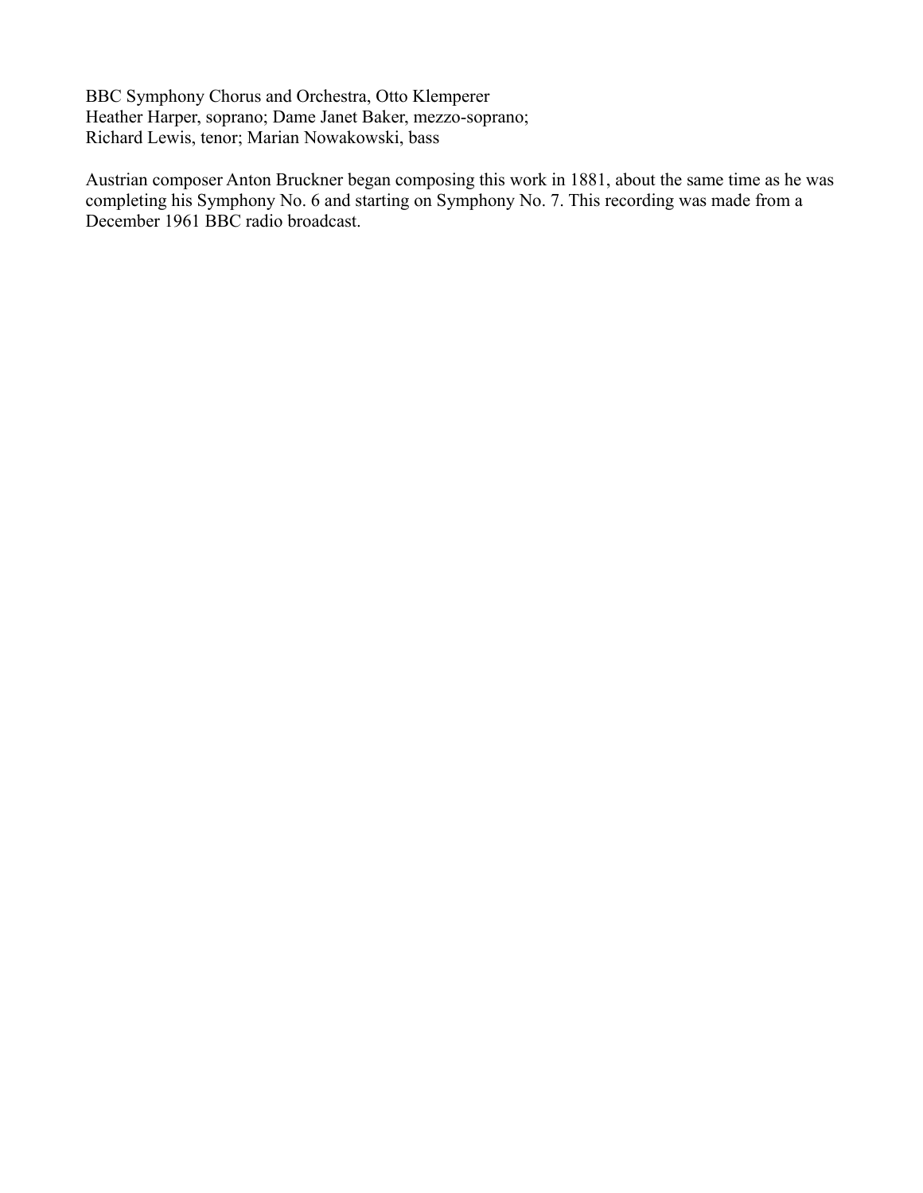BBC Symphony Chorus and Orchestra, Otto Klemperer
Heather Harper, soprano; Dame Janet Baker, mezzo-soprano;
Richard Lewis, tenor; Marian Nowakowski, bass

Austrian composer Anton Bruckner began composing this work in 1881, about the same time as he was completing his Symphony No. 6 and starting on Symphony No. 7. This recording was made from a December 1961 BBC radio broadcast.